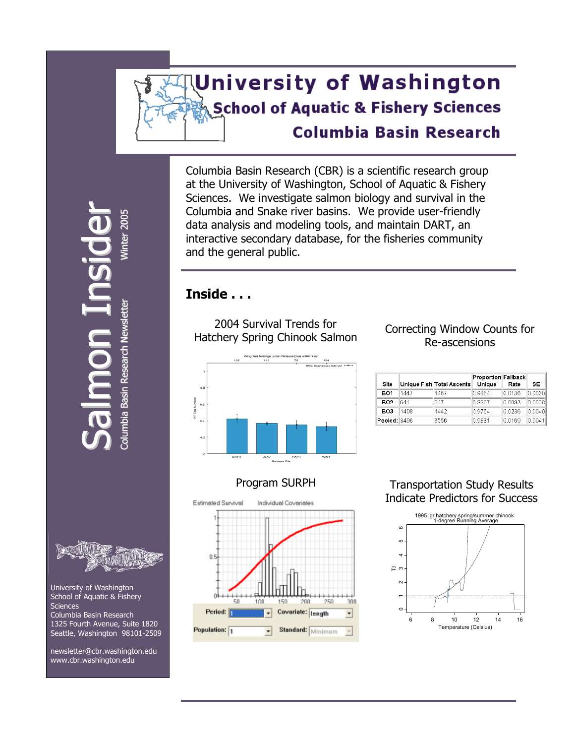# University of Washington

## School of Aquatic & Fishery Sciences

## Columbia Basin Research

# Salmon Insider

Columbia Basin Research Newsletter

Winter 2005

Columbia Basin Research (CBR) is a scientific research group at the University of Washington, School of Aquatic & Fishery Sciences. We investigate salmon biology and survival in the Columbia and Snake river basins. We provide user-friendly data analysis and modeling tools, and maintain DART, an interactive secondary database, for the fisheries community and the general public.

## Inside . . .

2004 Survival Trends for Hatchery Spring Chinook Salmon

Correcting Window Counts for Re-ascensions

| Site | Unique Fish | Total Ascents | Proportion Unique | Fallback Rate | SE |
|---|---|---|---|---|---|
| BO1 | 1447 | 1467 | 0.9864 | 0.0136 | 0.0030 |
| BO2 | 641 | 647 | 0.9907 | 0.0093 | 0.0038 |
| BO3 | 1408 | 1442 | 0.9764 | 0.0236 | 0.0040 |
| Pooled: | 3496 | 3556 | 0.9831 | 0.0169 | 0.0041 |

Program SURPH

Transportation Study Results Indicate Predictors for Success

University of Washington
School of Aquatic & Fishery Sciences
Columbia Basin Research
1325 Fourth Avenue, Suite 1820
Seattle, Washington 98101-2509

newsletter@cbr.washington.edu
www.cbr.washington.edu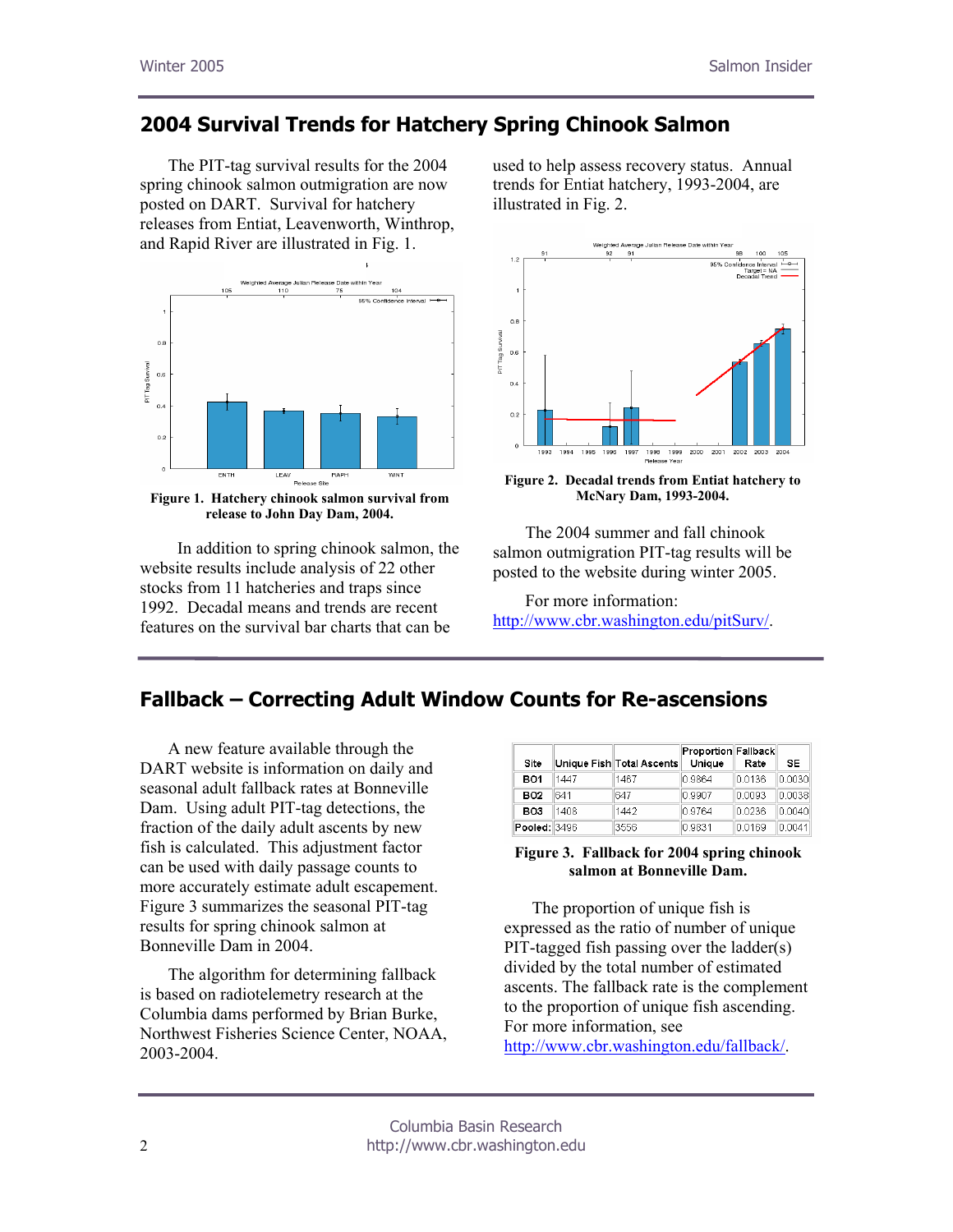## 2004 Survival Trends for Hatchery Spring Chinook Salmon

The PIT-tag survival results for the 2004 spring chinook salmon outmigration are now posted on DART. Survival for hatchery releases from Entiat, Leavenworth, Winthrop, and Rapid River are illustrated in Fig. 1.

**Figure 1. Hatchery chinook salmon survival from release to John Day Dam, 2004.**

In addition to spring chinook salmon, the website results include analysis of 22 other stocks from 11 hatcheries and traps since 1992. Decadal means and trends are recent features on the survival bar charts that can be used to help assess recovery status. Annual trends for Entiat hatchery, 1993-2004, are illustrated in Fig. 2.

**Figure 2. Decadal trends from Entiat hatchery to McNary Dam, 1993-2004.**

The 2004 summer and fall chinook salmon outmigration PIT-tag results will be posted to the website during winter 2005.

For more information: http://www.cbr.washington.edu/pitSurv/.

## Fallback – Correcting Adult Window Counts for Re-ascensions

A new feature available through the DART website is information on daily and seasonal adult fallback rates at Bonneville Dam. Using adult PIT-tag detections, the fraction of the daily adult ascents by new fish is calculated. This adjustment factor can be used with daily passage counts to more accurately estimate adult escapement. Figure 3 summarizes the seasonal PIT-tag results for spring chinook salmon at Bonneville Dam in 2004.

The algorithm for determining fallback is based on radiotelemetry research at the Columbia dams performed by Brian Burke, Northwest Fisheries Science Center, NOAA, 2003-2004.

| Site | Unique Fish | Total Ascents | Proportion Unique | Fallback Rate | SE |
|---|---|---|---|---|---|
| BO1 | 1447 | 1467 | 0.9864 | 0.0136 | 0.0030 |
| BO2 | 641 | 647 | 0.9907 | 0.0093 | 0.0038 |
| BO3 | 1408 | 1442 | 0.9764 | 0.0236 | 0.0040 |
| Pooled: | 3496 | 3556 | 0.9831 | 0.0169 | 0.0041 |

**Figure 3. Fallback for 2004 spring chinook salmon at Bonneville Dam.**

The proportion of unique fish is expressed as the ratio of number of unique PIT-tagged fish passing over the ladder(s) divided by the total number of estimated ascents. The fallback rate is the complement to the proportion of unique fish ascending. For more information, see http://www.cbr.washington.edu/fallback/.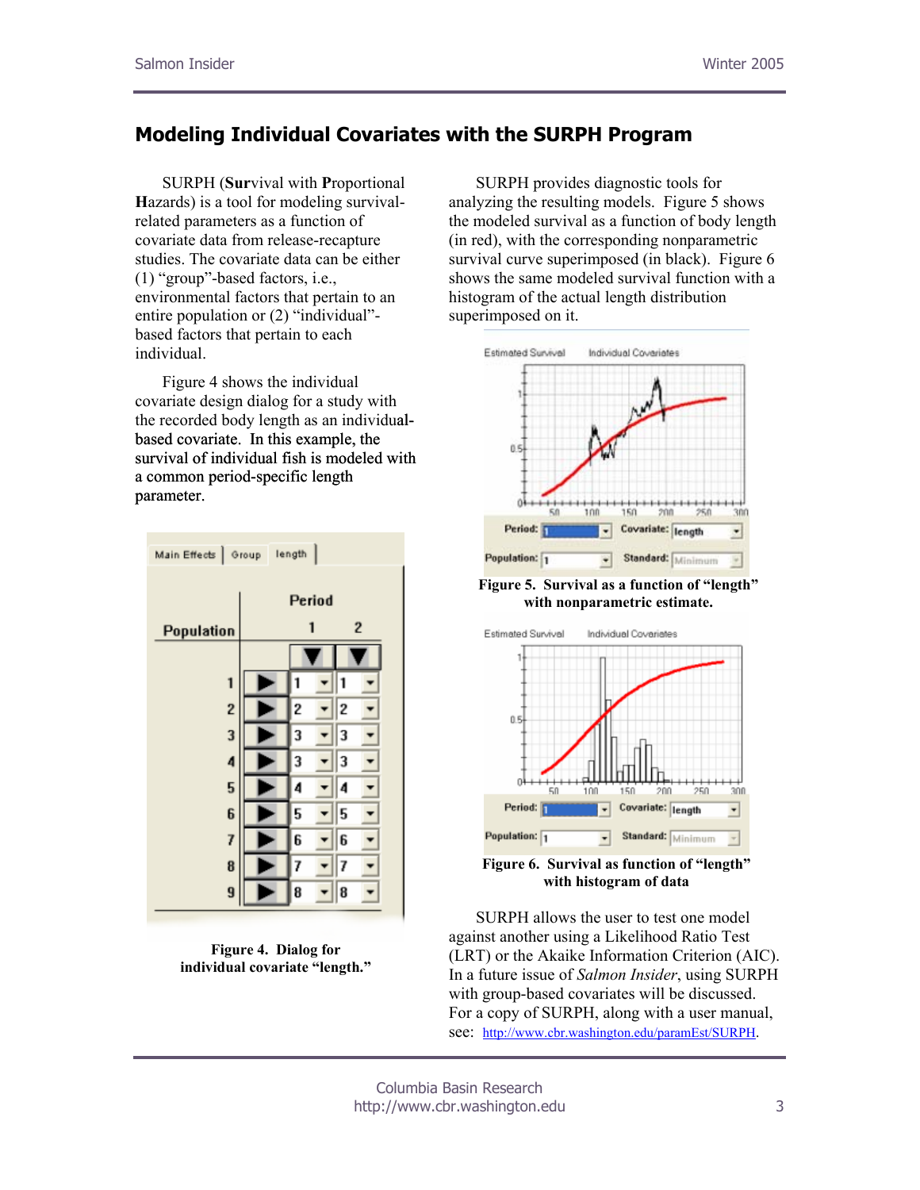## Modeling Individual Covariates with the SURPH Program

SURPH (**Sur**vival with **P**roportional **H**azards) is a tool for modeling survival-related parameters as a function of covariate data from release-recapture studies. The covariate data can be either (1) "group"-based factors, i.e., environmental factors that pertain to an entire population or (2) "individual"-based factors that pertain to each individual.

Figure 4 shows the individual covariate design dialog for a study with the recorded body length as an individual-based covariate. In this example, the survival of individual fish is modeled with a common period-specific length parameter.

**Figure 4. Dialog for individual covariate "length."**

SURPH provides diagnostic tools for analyzing the resulting models. Figure 5 shows the modeled survival as a function of body length (in red), with the corresponding nonparametric survival curve superimposed (in black). Figure 6 shows the same modeled survival function with a histogram of the actual length distribution superimposed on it.

**Figure 5. Survival as a function of "length" with nonparametric estimate.**

**Figure 6. Survival as function of "length" with histogram of data**

SURPH allows the user to test one model against another using a Likelihood Ratio Test (LRT) or the Akaike Information Criterion (AIC). In a future issue of *Salmon Insider*, using SURPH with group-based covariates will be discussed. For a copy of SURPH, along with a user manual, see: http://www.cbr.washington.edu/paramEst/SURPH.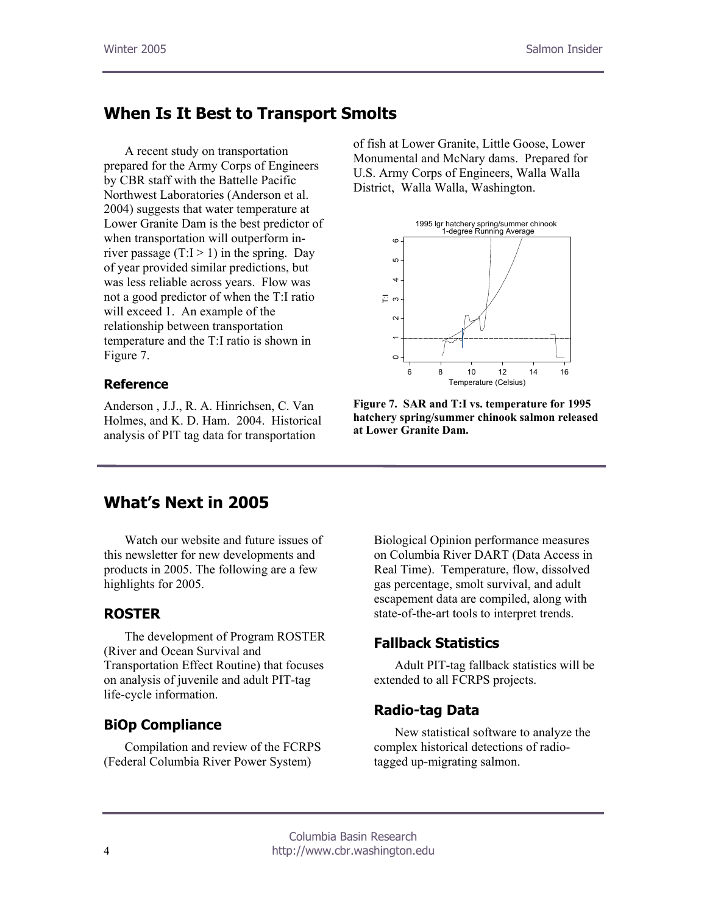## When Is It Best to Transport Smolts

A recent study on transportation prepared for the Army Corps of Engineers by CBR staff with the Battelle Pacific Northwest Laboratories (Anderson et al. 2004) suggests that water temperature at Lower Granite Dam is the best predictor of when transportation will outperform in-river passage (T:I > 1) in the spring. Day of year provided similar predictions, but was less reliable across years. Flow was not a good predictor of when the T:I ratio will exceed 1. An example of the relationship between transportation temperature and the T:I ratio is shown in Figure 7.

### Reference

Anderson , J.J., R. A. Hinrichsen, C. Van Holmes, and K. D. Ham. 2004. Historical analysis of PIT tag data for transportation of fish at Lower Granite, Little Goose, Lower Monumental and McNary dams. Prepared for U.S. Army Corps of Engineers, Walla Walla District, Walla Walla, Washington.

1995 lgr hatchery spring/summer chinook
1-degree Running Average

T:I
0
1
2
3
4
5
6

6
8
10
12
14
16
Temperature (Celsius)

**Figure 7. SAR and T:I vs. temperature for 1995 hatchery spring/summer chinook salmon released at Lower Granite Dam.**

## What's Next in 2005

Watch our website and future issues of this newsletter for new developments and products in 2005. The following are a few highlights for 2005.

### ROSTER

The development of Program ROSTER (River and Ocean Survival and Transportation Effect Routine) that focuses on analysis of juvenile and adult PIT-tag life-cycle information.

### BiOp Compliance

Compilation and review of the FCRPS (Federal Columbia River Power System) Biological Opinion performance measures on Columbia River DART (Data Access in Real Time). Temperature, flow, dissolved gas percentage, smolt survival, and adult escapement data are compiled, along with state-of-the-art tools to interpret trends.

### Fallback Statistics

Adult PIT-tag fallback statistics will be extended to all FCRPS projects.

### Radio-tag Data

New statistical software to analyze the complex historical detections of radio-tagged up-migrating salmon.